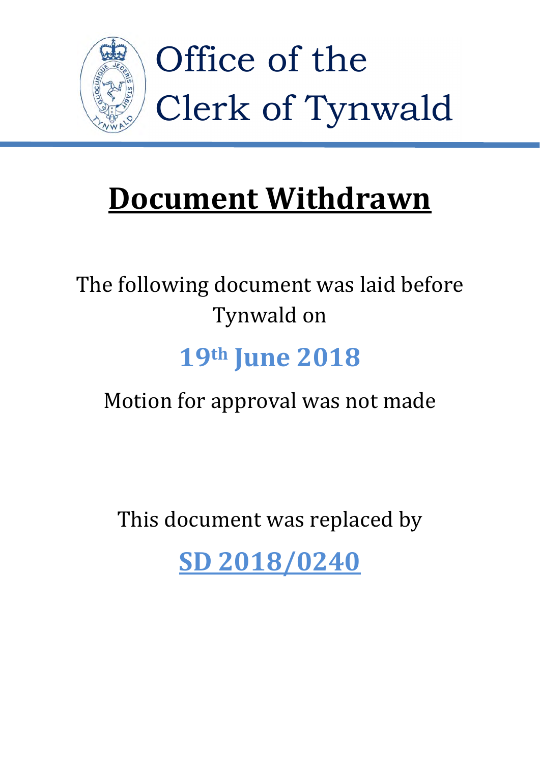# Office of the Clerk of Tynwald

## Document Withdrawn

The following document was laid before Tynwald on

**19th June 2018**

Motion for approval was not made

This document was replaced by

**SD 2018/0240**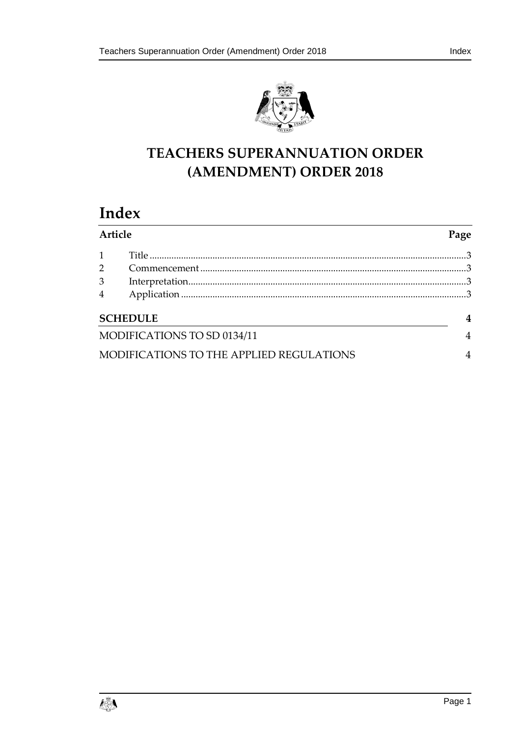# TEACHERS SUPERANNUATION ORDER (AMENDMENT) ORDER 2018

# Index

| Article | | Page |
|---|---|---|
| 1 | Title | 3 |
| 2 | Commencement | 3 |
| 3 | Interpretation | 3 |
| 4 | Application | 3 |

| | |
|---|---|
| **SCHEDULE** | **4** |
| MODIFICATIONS TO SD 0134/11 | 4 |
| MODIFICATIONS TO THE APPLIED REGULATIONS | 4 |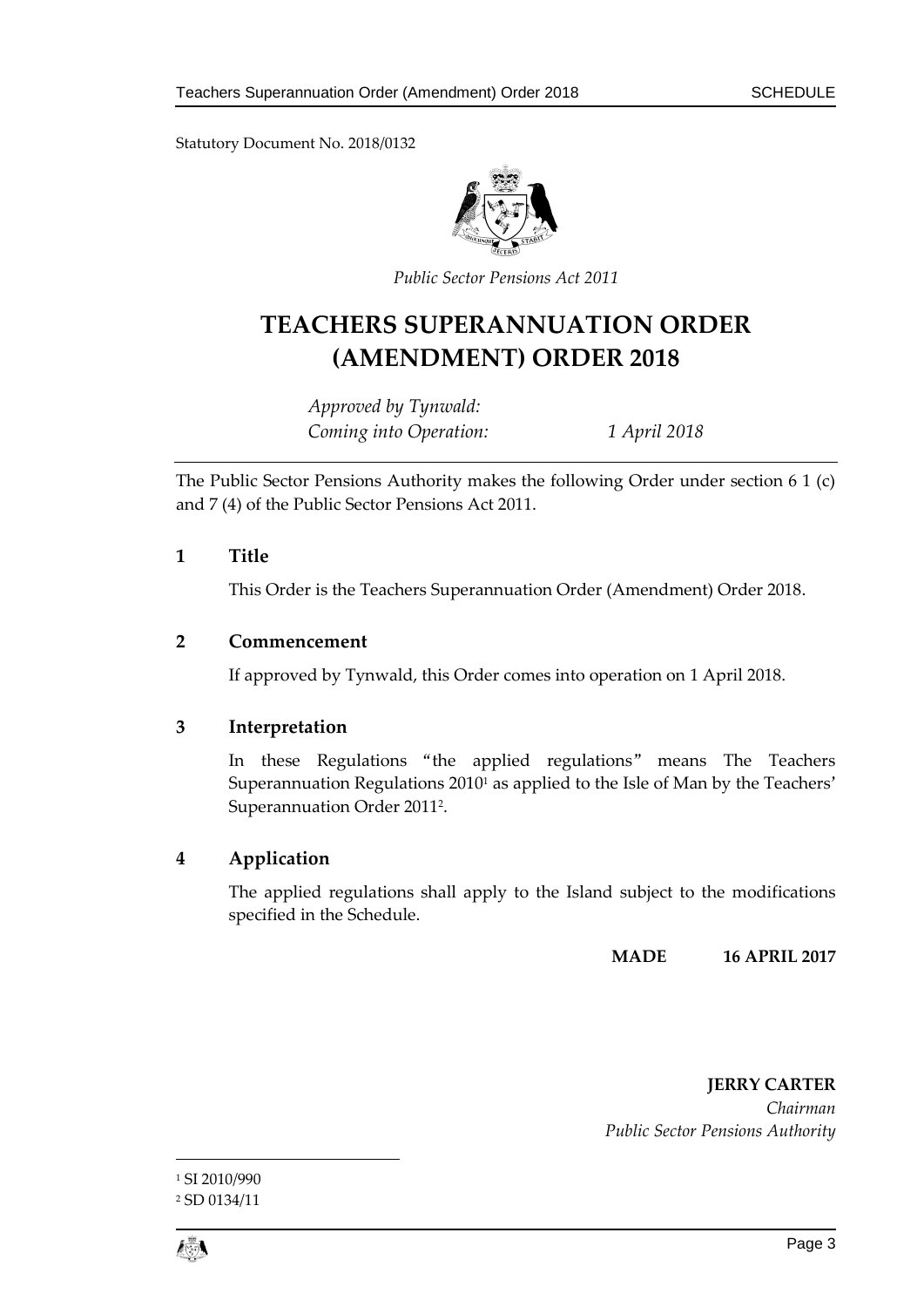Statutory Document No. 2018/0132

*Public Sector Pensions Act 2011*

# TEACHERS SUPERANNUATION ORDER (AMENDMENT) ORDER 2018

*Approved by Tynwald:*
*Coming into Operation:* *1 April 2018*

The Public Sector Pensions Authority makes the following Order under section 6 1 (c) and 7 (4) of the Public Sector Pensions Act 2011.

## 1 Title

This Order is the Teachers Superannuation Order (Amendment) Order 2018.

## 2 Commencement

If approved by Tynwald, this Order comes into operation on 1 April 2018.

## 3 Interpretation

In these Regulations "the applied regulations" means The Teachers Superannuation Regulations 2010[1] as applied to the Isle of Man by the Teachers' Superannuation Order 2011[2].

## 4 Application

The applied regulations shall apply to the Island subject to the modifications specified in the Schedule.

**MADE 16 APRIL 2017**

**JERRY CARTER**
*Chairman*
*Public Sector Pensions Authority*

[1] SI 2010/990
[2] SD 0134/11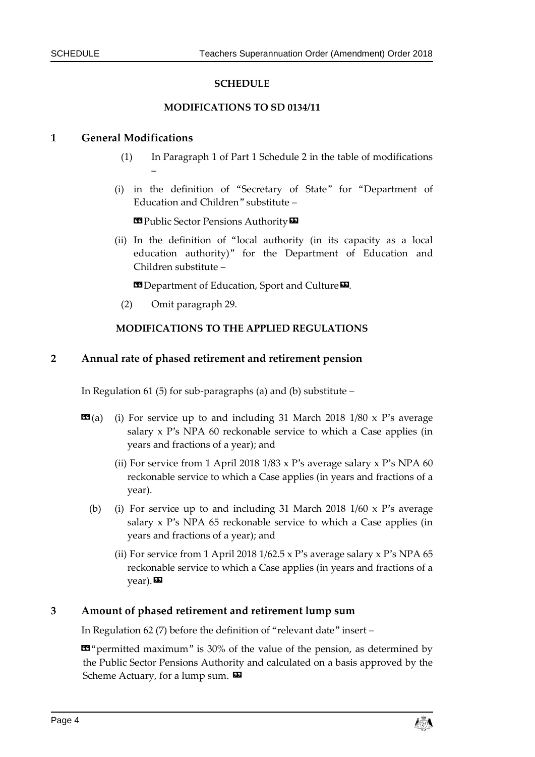# SCHEDULE

## MODIFICATIONS TO SD 0134/11

### 1 General Modifications

(1) In Paragraph 1 of Part 1 Schedule 2 in the table of modifications –

(i) in the definition of "Secretary of State" for "Department of Education and Children" substitute –

«Public Sector Pensions Authority»

(ii) In the definition of "local authority (in its capacity as a local education authority)" for the Department of Education and Children substitute –

«Department of Education, Sport and Culture».

(2) Omit paragraph 29.

## MODIFICATIONS TO THE APPLIED REGULATIONS

### 2 Annual rate of phased retirement and retirement pension

In Regulation 61 (5) for sub-paragraphs (a) and (b) substitute –

«(a) (i) For service up to and including 31 March 2018 1/80 x P's average salary x P's NPA 60 reckonable service to which a Case applies (in years and fractions of a year); and

(ii) For service from 1 April 2018 1/83 x P's average salary x P's NPA 60 reckonable service to which a Case applies (in years and fractions of a year).

(b) (i) For service up to and including 31 March 2018 1/60 x P's average salary x P's NPA 65 reckonable service to which a Case applies (in years and fractions of a year); and

(ii) For service from 1 April 2018 1/62.5 x P's average salary x P's NPA 65 reckonable service to which a Case applies (in years and fractions of a year).»

### 3 Amount of phased retirement and retirement lump sum

In Regulation 62 (7) before the definition of "relevant date" insert –

«"permitted maximum" is 30% of the value of the pension, as determined by the Public Sector Pensions Authority and calculated on a basis approved by the Scheme Actuary, for a lump sum. »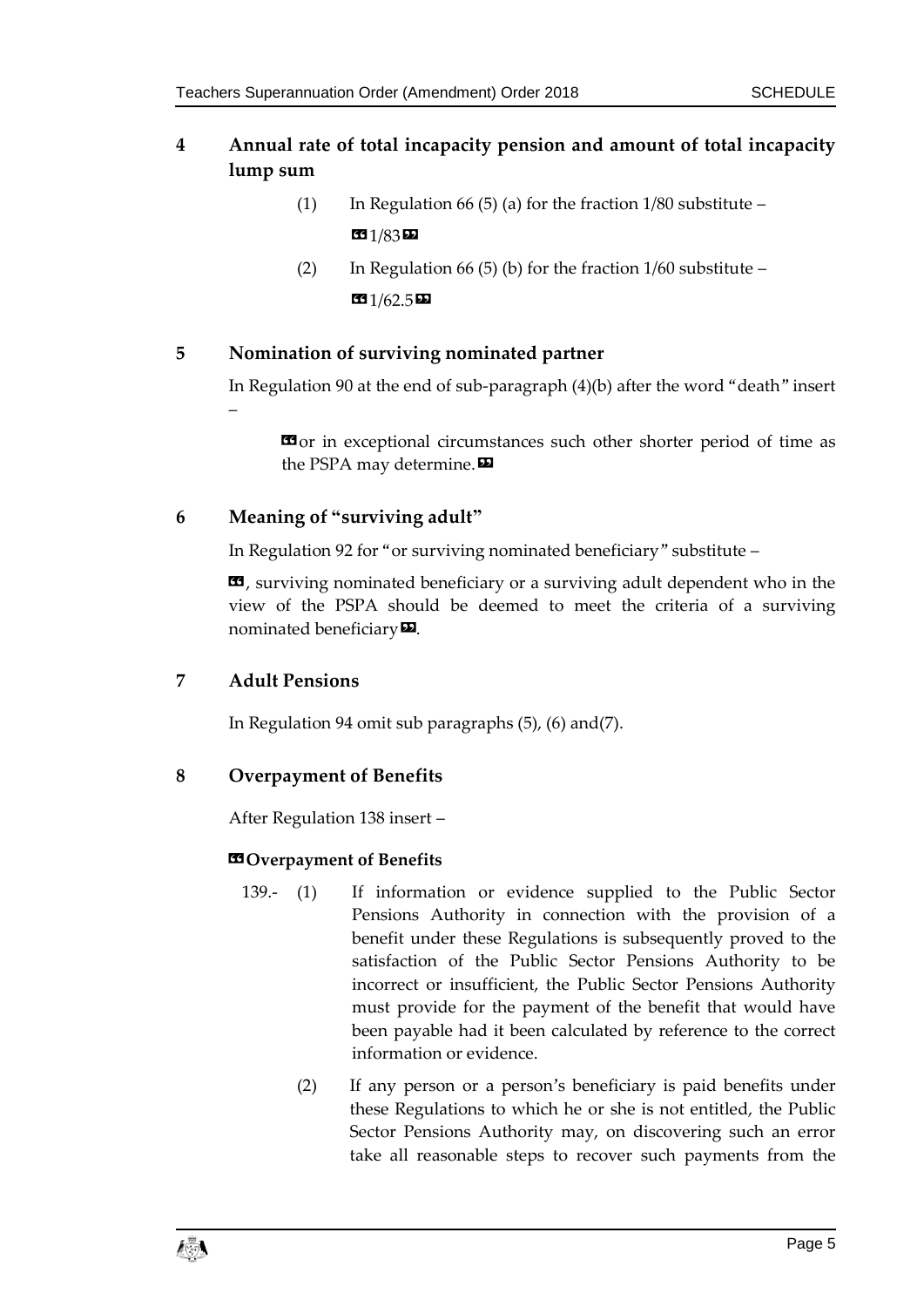## 4 Annual rate of total incapacity pension and amount of total incapacity lump sum

(1) In Regulation 66 (5) (a) for the fraction 1/80 substitute –

«1/83»

(2) In Regulation 66 (5) (b) for the fraction 1/60 substitute –

«1/62.5»

## 5 Nomination of surviving nominated partner

In Regulation 90 at the end of sub-paragraph (4)(b) after the word "death" insert –

«or in exceptional circumstances such other shorter period of time as the PSPA may determine.»

## 6 Meaning of "surviving adult"

In Regulation 92 for "or surviving nominated beneficiary" substitute –

«, surviving nominated beneficiary or a surviving adult dependent who in the view of the PSPA should be deemed to meet the criteria of a surviving nominated beneficiary».

## 7 Adult Pensions

In Regulation 94 omit sub paragraphs (5), (6) and(7).

## 8 Overpayment of Benefits

After Regulation 138 insert –

**«Overpayment of Benefits**

139.- (1) If information or evidence supplied to the Public Sector Pensions Authority in connection with the provision of a benefit under these Regulations is subsequently proved to the satisfaction of the Public Sector Pensions Authority to be incorrect or insufficient, the Public Sector Pensions Authority must provide for the payment of the benefit that would have been payable had it been calculated by reference to the correct information or evidence.

(2) If any person or a person's beneficiary is paid benefits under these Regulations to which he or she is not entitled, the Public Sector Pensions Authority may, on discovering such an error take all reasonable steps to recover such payments from the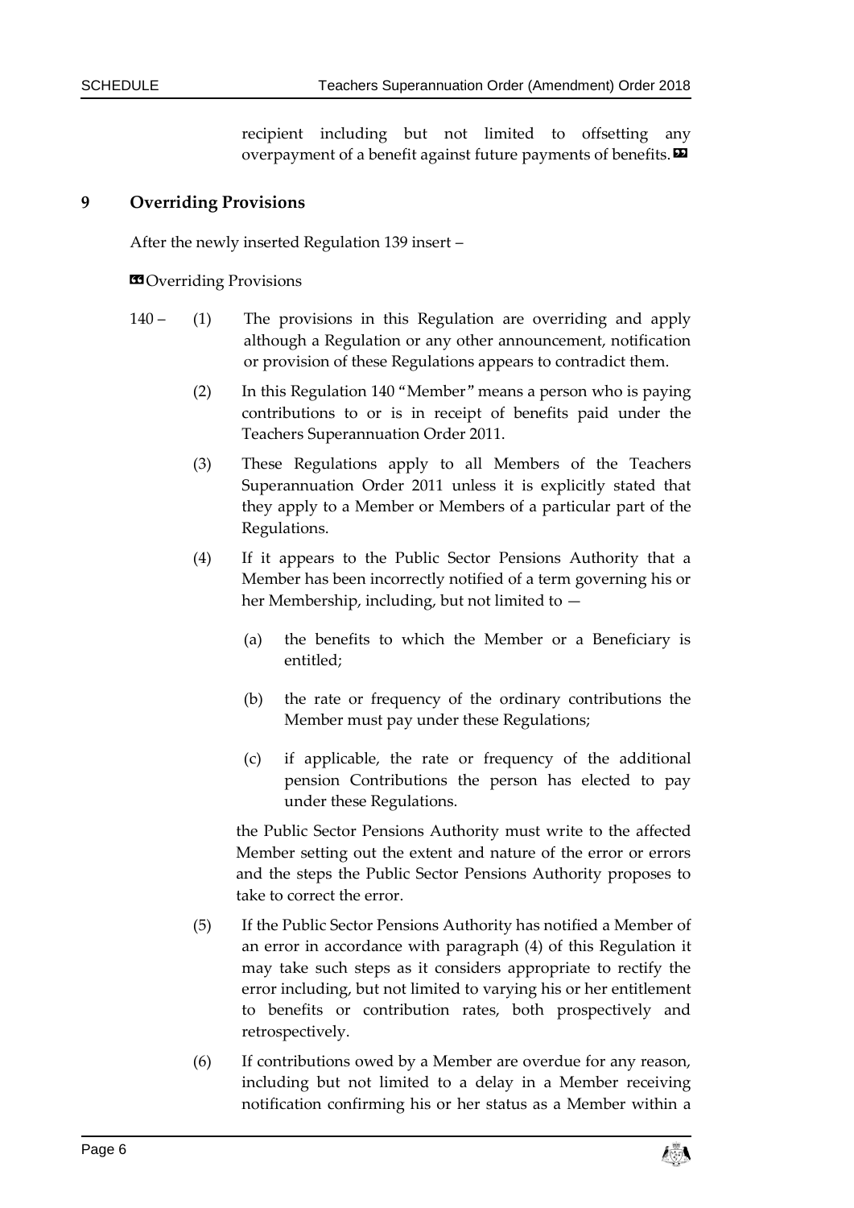recipient including but not limited to offsetting any overpayment of a benefit against future payments of benefits.”

## 9 Overriding Provisions

After the newly inserted Regulation 139 insert –

“Overriding Provisions

140 – (1) The provisions in this Regulation are overriding and apply although a Regulation or any other announcement, notification or provision of these Regulations appears to contradict them.

(2) In this Regulation 140 "Member" means a person who is paying contributions to or is in receipt of benefits paid under the Teachers Superannuation Order 2011.

(3) These Regulations apply to all Members of the Teachers Superannuation Order 2011 unless it is explicitly stated that they apply to a Member or Members of a particular part of the Regulations.

(4) If it appears to the Public Sector Pensions Authority that a Member has been incorrectly notified of a term governing his or her Membership, including, but not limited to —

(a) the benefits to which the Member or a Beneficiary is entitled;

(b) the rate or frequency of the ordinary contributions the Member must pay under these Regulations;

(c) if applicable, the rate or frequency of the additional pension Contributions the person has elected to pay under these Regulations.

the Public Sector Pensions Authority must write to the affected Member setting out the extent and nature of the error or errors and the steps the Public Sector Pensions Authority proposes to take to correct the error.

(5) If the Public Sector Pensions Authority has notified a Member of an error in accordance with paragraph (4) of this Regulation it may take such steps as it considers appropriate to rectify the error including, but not limited to varying his or her entitlement to benefits or contribution rates, both prospectively and retrospectively.

(6) If contributions owed by a Member are overdue for any reason, including but not limited to a delay in a Member receiving notification confirming his or her status as a Member within a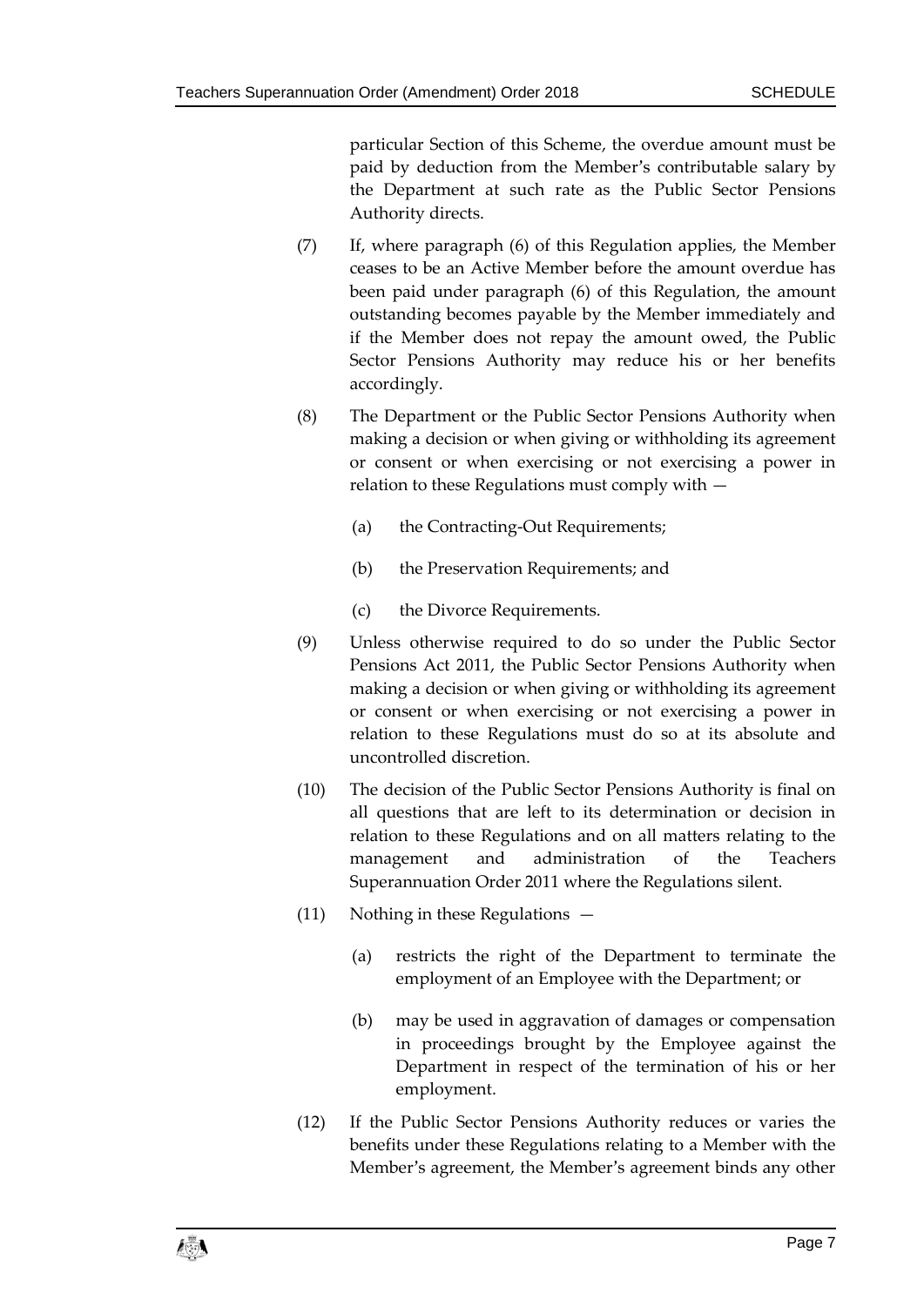particular Section of this Scheme, the overdue amount must be paid by deduction from the Member's contributable salary by the Department at such rate as the Public Sector Pensions Authority directs.

(7) If, where paragraph (6) of this Regulation applies, the Member ceases to be an Active Member before the amount overdue has been paid under paragraph (6) of this Regulation, the amount outstanding becomes payable by the Member immediately and if the Member does not repay the amount owed, the Public Sector Pensions Authority may reduce his or her benefits accordingly.

(8) The Department or the Public Sector Pensions Authority when making a decision or when giving or withholding its agreement or consent or when exercising or not exercising a power in relation to these Regulations must comply with —

(a) the Contracting-Out Requirements;

(b) the Preservation Requirements; and

(c) the Divorce Requirements.

(9) Unless otherwise required to do so under the Public Sector Pensions Act 2011, the Public Sector Pensions Authority when making a decision or when giving or withholding its agreement or consent or when exercising or not exercising a power in relation to these Regulations must do so at its absolute and uncontrolled discretion.

(10) The decision of the Public Sector Pensions Authority is final on all questions that are left to its determination or decision in relation to these Regulations and on all matters relating to the management and administration of the Teachers Superannuation Order 2011 where the Regulations silent.

(11) Nothing in these Regulations —

(a) restricts the right of the Department to terminate the employment of an Employee with the Department; or

(b) may be used in aggravation of damages or compensation in proceedings brought by the Employee against the Department in respect of the termination of his or her employment.

(12) If the Public Sector Pensions Authority reduces or varies the benefits under these Regulations relating to a Member with the Member's agreement, the Member's agreement binds any other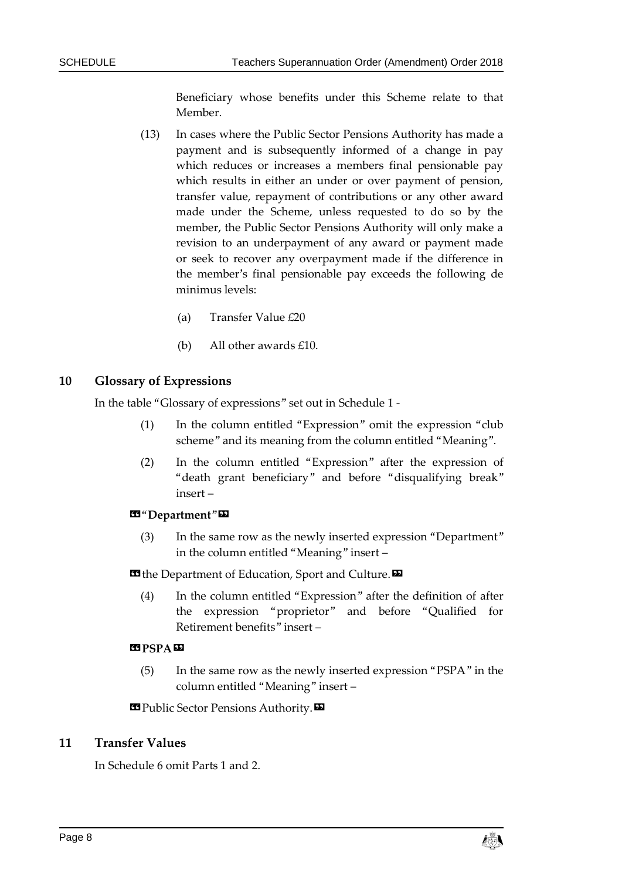Beneficiary whose benefits under this Scheme relate to that Member.

(13) In cases where the Public Sector Pensions Authority has made a payment and is subsequently informed of a change in pay which reduces or increases a members final pensionable pay which results in either an under or over payment of pension, transfer value, repayment of contributions or any other award made under the Scheme, unless requested to do so by the member, the Public Sector Pensions Authority will only make a revision to an underpayment of any award or payment made or seek to recover any overpayment made if the difference in the member's final pensionable pay exceeds the following de minimus levels:

(a) Transfer Value £20

(b) All other awards £10.

## 10 Glossary of Expressions

In the table "Glossary of expressions" set out in Schedule 1 -

(1) In the column entitled "Expression" omit the expression "club scheme" and its meaning from the column entitled "Meaning".

(2) In the column entitled "Expression" after the expression of "death grant beneficiary" and before "disqualifying break" insert –

«**"Department"**»

(3) In the same row as the newly inserted expression "Department" in the column entitled "Meaning" insert –

«the Department of Education, Sport and Culture.»

(4) In the column entitled "Expression" after the definition of after the expression "proprietor" and before "Qualified for Retirement benefits" insert –

«**PSPA**»

(5) In the same row as the newly inserted expression "PSPA" in the column entitled "Meaning" insert –

«Public Sector Pensions Authority.»

## 11 Transfer Values

In Schedule 6 omit Parts 1 and 2.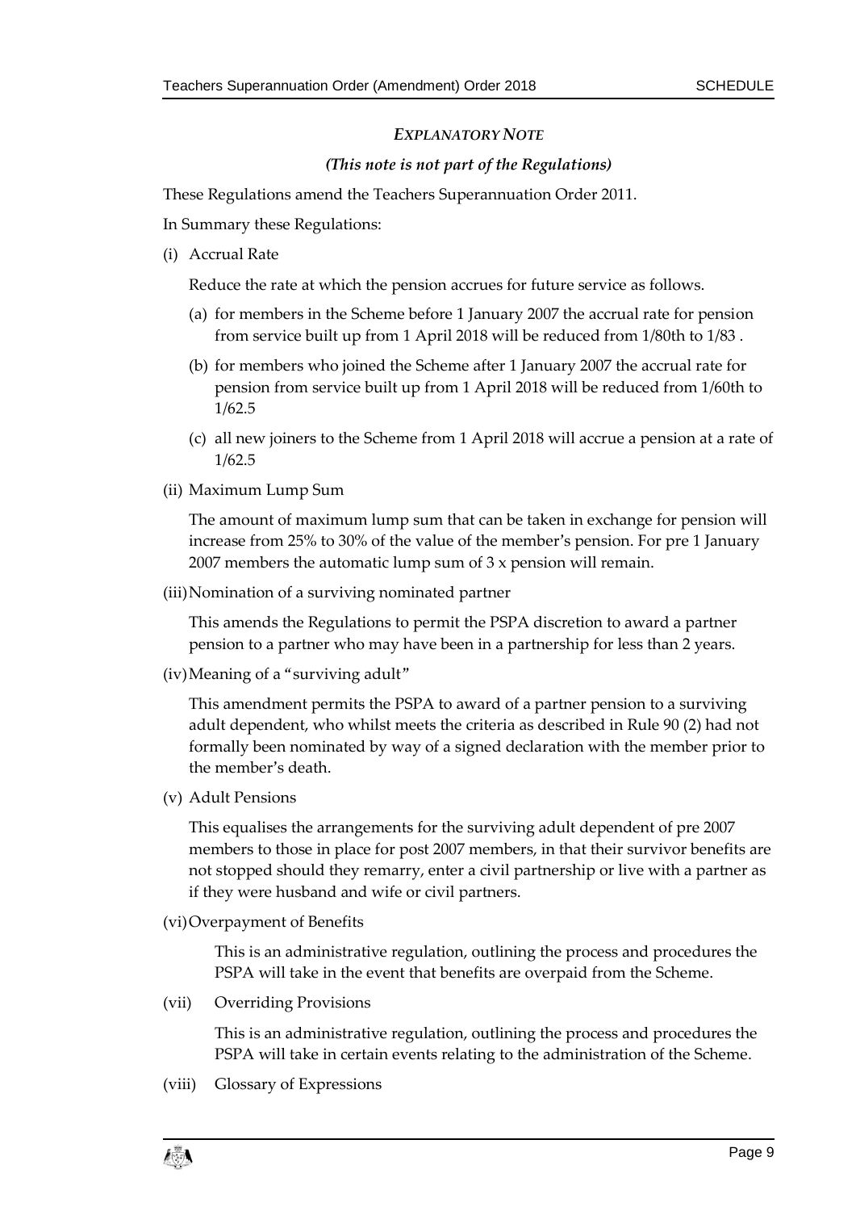### *EXPLANATORY NOTE*

***(This note is not part of the Regulations)***

These Regulations amend the Teachers Superannuation Order 2011.

In Summary these Regulations:

(i) Accrual Rate

Reduce the rate at which the pension accrues for future service as follows.

(a) for members in the Scheme before 1 January 2007 the accrual rate for pension from service built up from 1 April 2018 will be reduced from 1/80th to 1/83 .

(b) for members who joined the Scheme after 1 January 2007 the accrual rate for pension from service built up from 1 April 2018 will be reduced from 1/60th to 1/62.5

(c) all new joiners to the Scheme from 1 April 2018 will accrue a pension at a rate of 1/62.5

(ii) Maximum Lump Sum

The amount of maximum lump sum that can be taken in exchange for pension will increase from 25% to 30% of the value of the member's pension. For pre 1 January 2007 members the automatic lump sum of 3 x pension will remain.

(iii) Nomination of a surviving nominated partner

This amends the Regulations to permit the PSPA discretion to award a partner pension to a partner who may have been in a partnership for less than 2 years.

(iv) Meaning of a "surviving adult"

This amendment permits the PSPA to award of a partner pension to a surviving adult dependent, who whilst meets the criteria as described in Rule 90 (2) had not formally been nominated by way of a signed declaration with the member prior to the member's death.

(v) Adult Pensions

This equalises the arrangements for the surviving adult dependent of pre 2007 members to those in place for post 2007 members, in that their survivor benefits are not stopped should they remarry, enter a civil partnership or live with a partner as if they were husband and wife or civil partners.

(vi) Overpayment of Benefits

This is an administrative regulation, outlining the process and procedures the PSPA will take in the event that benefits are overpaid from the Scheme.

(vii) Overriding Provisions

This is an administrative regulation, outlining the process and procedures the PSPA will take in certain events relating to the administration of the Scheme.

(viii) Glossary of Expressions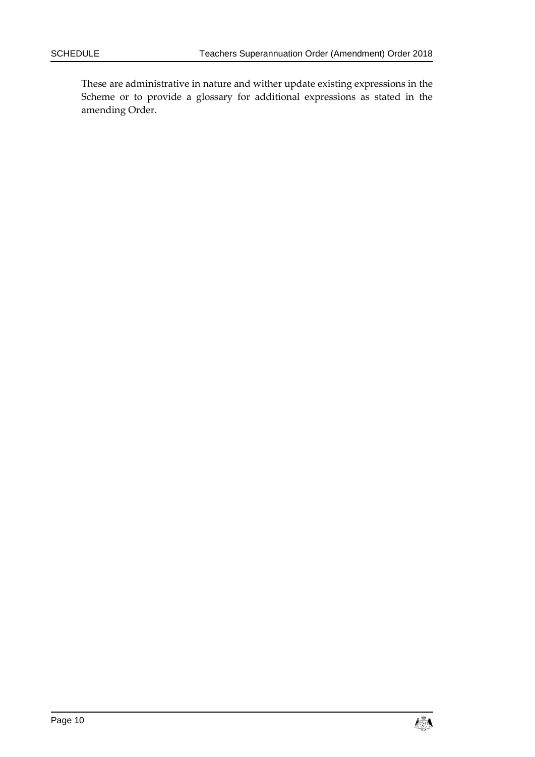These are administrative in nature and wither update existing expressions in the Scheme or to provide a glossary for additional expressions as stated in the amending Order.